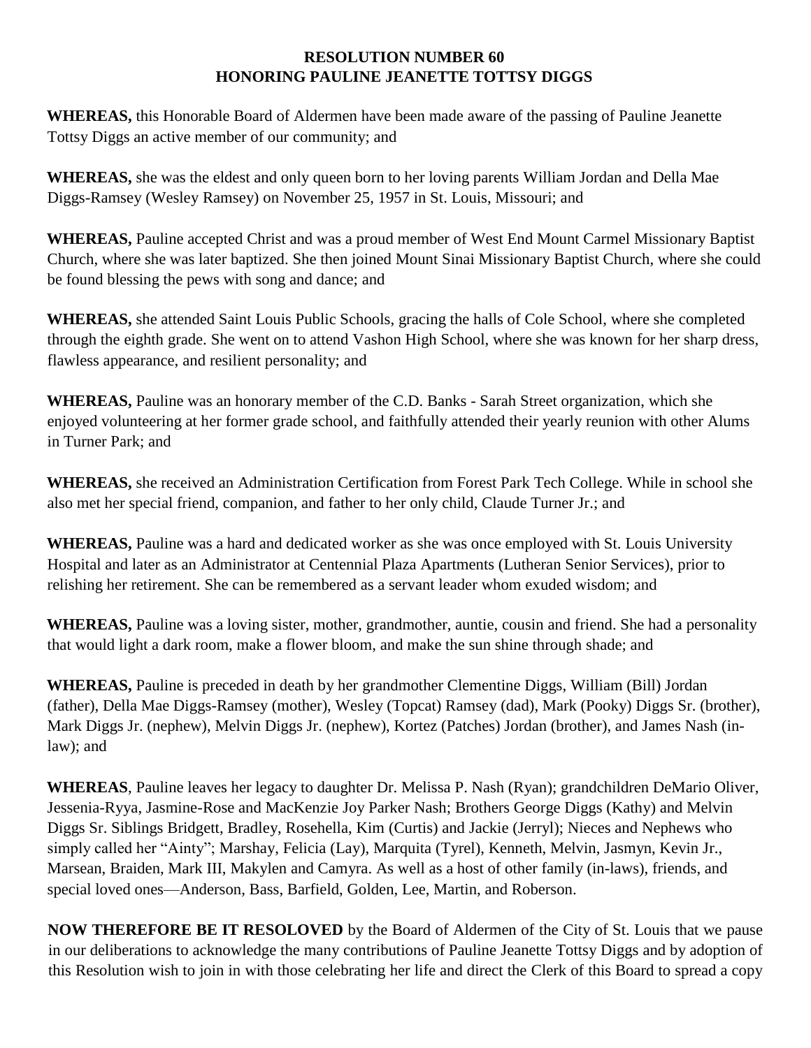**RESOLUTION NUMBER 60**
**HONORING PAULINE JEANETTE TOTTSY DIGGS**

**WHEREAS,** this Honorable Board of Aldermen have been made aware of the passing of Pauline Jeanette Tottsy Diggs an active member of our community; and

**WHEREAS,** she was the eldest and only queen born to her loving parents William Jordan and Della Mae Diggs-Ramsey (Wesley Ramsey) on November 25, 1957 in St. Louis, Missouri; and

**WHEREAS,** Pauline accepted Christ and was a proud member of West End Mount Carmel Missionary Baptist Church, where she was later baptized. She then joined Mount Sinai Missionary Baptist Church, where she could be found blessing the pews with song and dance; and

**WHEREAS,** she attended Saint Louis Public Schools, gracing the halls of Cole School, where she completed through the eighth grade. She went on to attend Vashon High School, where she was known for her sharp dress, flawless appearance, and resilient personality; and

**WHEREAS,** Pauline was an honorary member of the C.D. Banks - Sarah Street organization, which she enjoyed volunteering at her former grade school, and faithfully attended their yearly reunion with other Alums in Turner Park; and

**WHEREAS,** she received an Administration Certification from Forest Park Tech College. While in school she also met her special friend, companion, and father to her only child, Claude Turner Jr.; and

**WHEREAS,** Pauline was a hard and dedicated worker as she was once employed with St. Louis University Hospital and later as an Administrator at Centennial Plaza Apartments (Lutheran Senior Services), prior to relishing her retirement. She can be remembered as a servant leader whom exuded wisdom; and

**WHEREAS,** Pauline was a loving sister, mother, grandmother, auntie, cousin and friend. She had a personality that would light a dark room, make a flower bloom, and make the sun shine through shade; and

**WHEREAS,** Pauline is preceded in death by her grandmother Clementine Diggs, William (Bill) Jordan (father), Della Mae Diggs-Ramsey (mother), Wesley (Topcat) Ramsey (dad), Mark (Pooky) Diggs Sr. (brother), Mark Diggs Jr. (nephew), Melvin Diggs Jr. (nephew), Kortez (Patches) Jordan (brother), and James Nash (in-law); and

**WHEREAS**, Pauline leaves her legacy to daughter Dr. Melissa P. Nash (Ryan); grandchildren DeMario Oliver, Jessenia-Ryya, Jasmine-Rose and MacKenzie Joy Parker Nash; Brothers George Diggs (Kathy) and Melvin Diggs Sr. Siblings Bridgett, Bradley, Rosehella, Kim (Curtis) and Jackie (Jerryl); Nieces and Nephews who simply called her "Ainty"; Marshay, Felicia (Lay), Marquita (Tyrel), Kenneth, Melvin, Jasmyn, Kevin Jr., Marsean, Braiden, Mark III, Makylen and Camyra. As well as a host of other family (in-laws), friends, and special loved ones—Anderson, Bass, Barfield, Golden, Lee, Martin, and Roberson.

**NOW THEREFORE BE IT RESOLOVED** by the Board of Aldermen of the City of St. Louis that we pause in our deliberations to acknowledge the many contributions of Pauline Jeanette Tottsy Diggs and by adoption of this Resolution wish to join in with those celebrating her life and direct the Clerk of this Board to spread a copy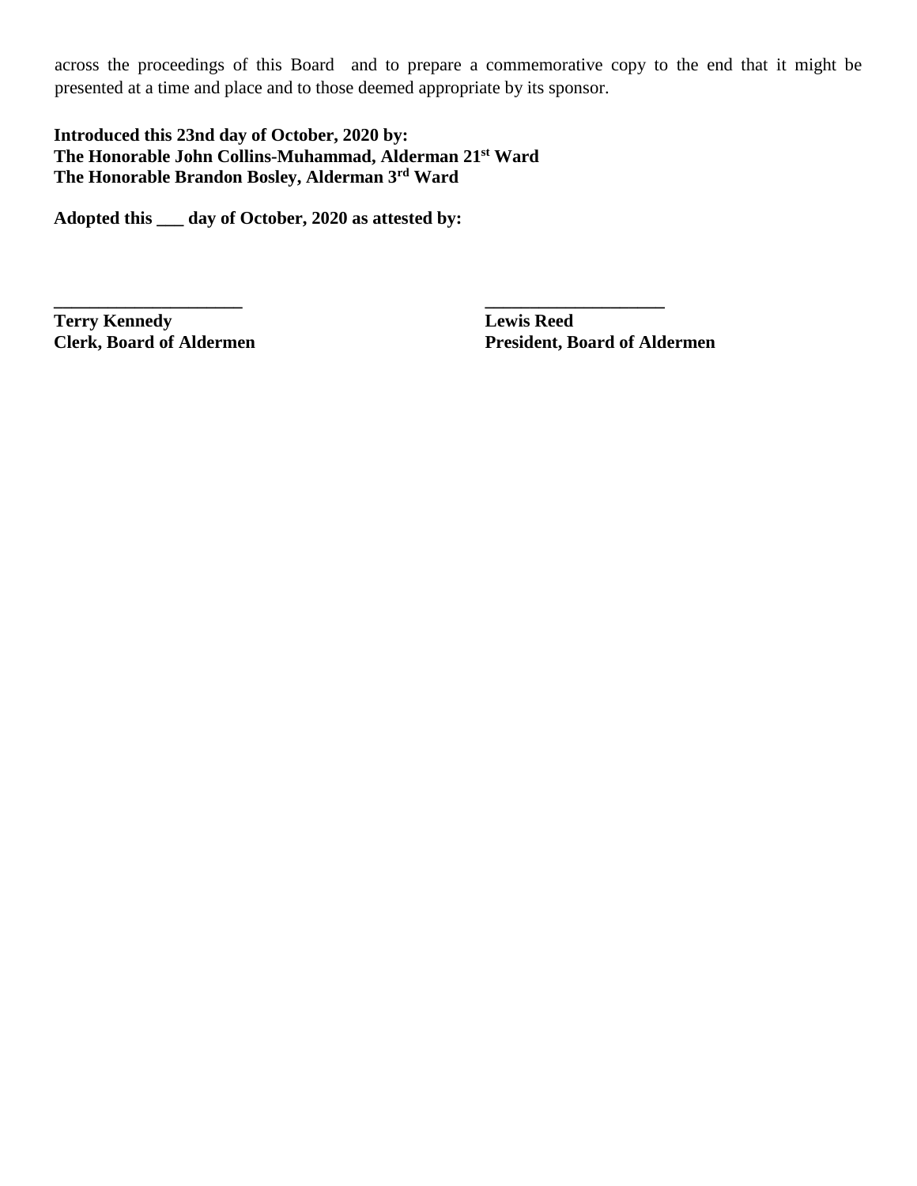across the proceedings of this Board and to prepare a commemorative copy to the end that it might be presented at a time and place and to those deemed appropriate by its sponsor.

**Introduced this 23nd day of October, 2020 by:**
**The Honorable John Collins-Muhammad, Alderman 21st Ward**
**The Honorable Brandon Bosley, Alderman 3rd Ward**

**Adopted this ___ day of October, 2020 as attested by:**

**_____________________**
**Terry Kennedy**
**Clerk, Board of Aldermen**

**____________________**
**Lewis Reed**
**President, Board of Aldermen**